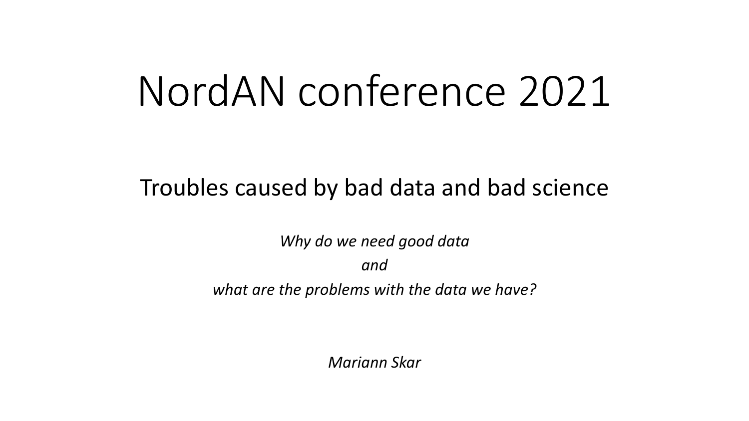# NordAN conference 2021

## Troubles caused by bad data and bad science

*Why do we need good data*

*and*

*what are the problems with the data we have?*

*Mariann Skar*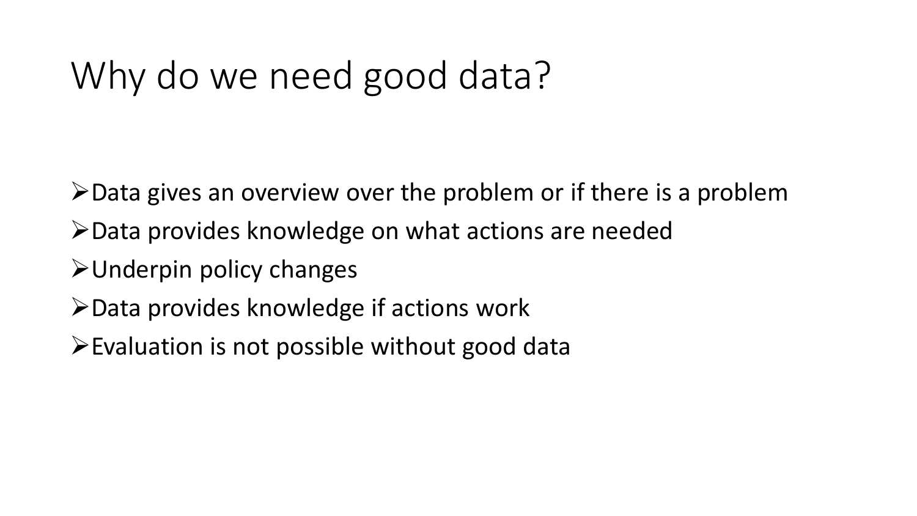# Why do we need good data?

- Data gives an overview over the problem or if there is a problem
- Data provides knowledge on what actions are needed
- Underpin policy changes
- Data provides knowledge if actions work
- Evaluation is not possible without good data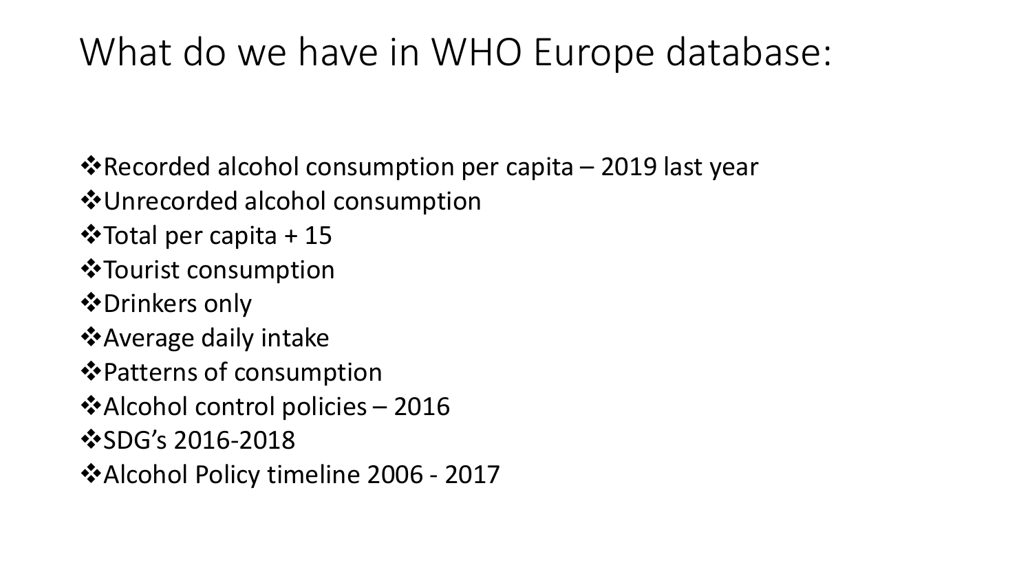# What do we have in WHO Europe database:

- Recorded alcohol consumption per capita – 2019 last year
- Unrecorded alcohol consumption
- Total per capita + 15
- Tourist consumption
- Drinkers only
- Average daily intake
- Patterns of consumption
- Alcohol control policies – 2016
- SDG's 2016-2018
- Alcohol Policy timeline 2006 - 2017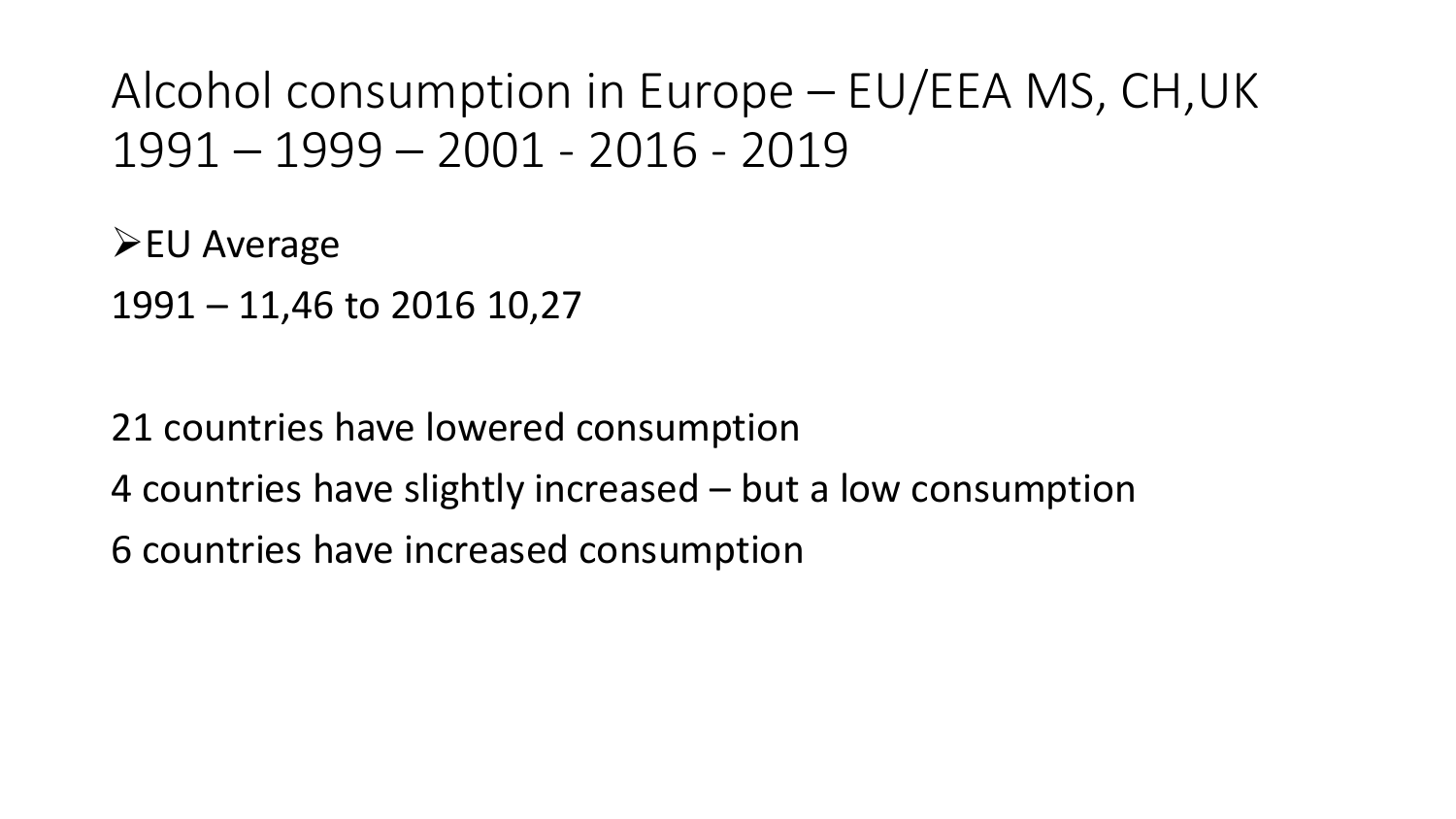# Alcohol consumption in Europe – EU/EEA MS, CH,UK 1991 – 1999 – 2001 - 2016 - 2019

- EU Average

1991 – 11,46 to 2016 10,27

21 countries have lowered consumption

4 countries have slightly increased – but a low consumption

6 countries have increased consumption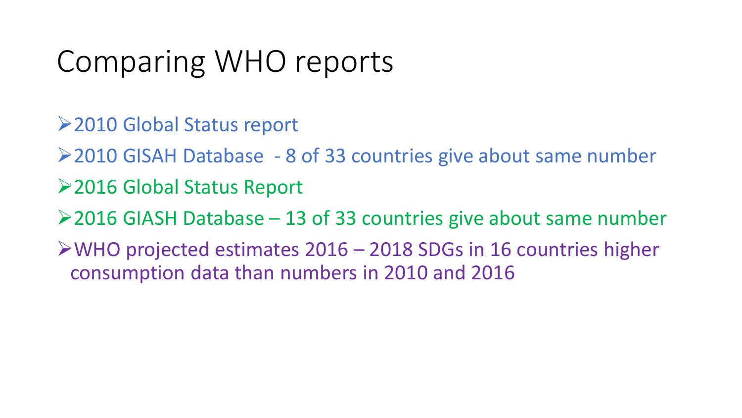# Comparing WHO reports

- 2010 Global Status report
- 2010 GISAH Database - 8 of 33 countries give about same number
- 2016 Global Status Report
- 2016 GIASH Database – 13 of 33 countries give about same number
- WHO projected estimates 2016 – 2018 SDGs in 16 countries higher consumption data than numbers in 2010 and 2016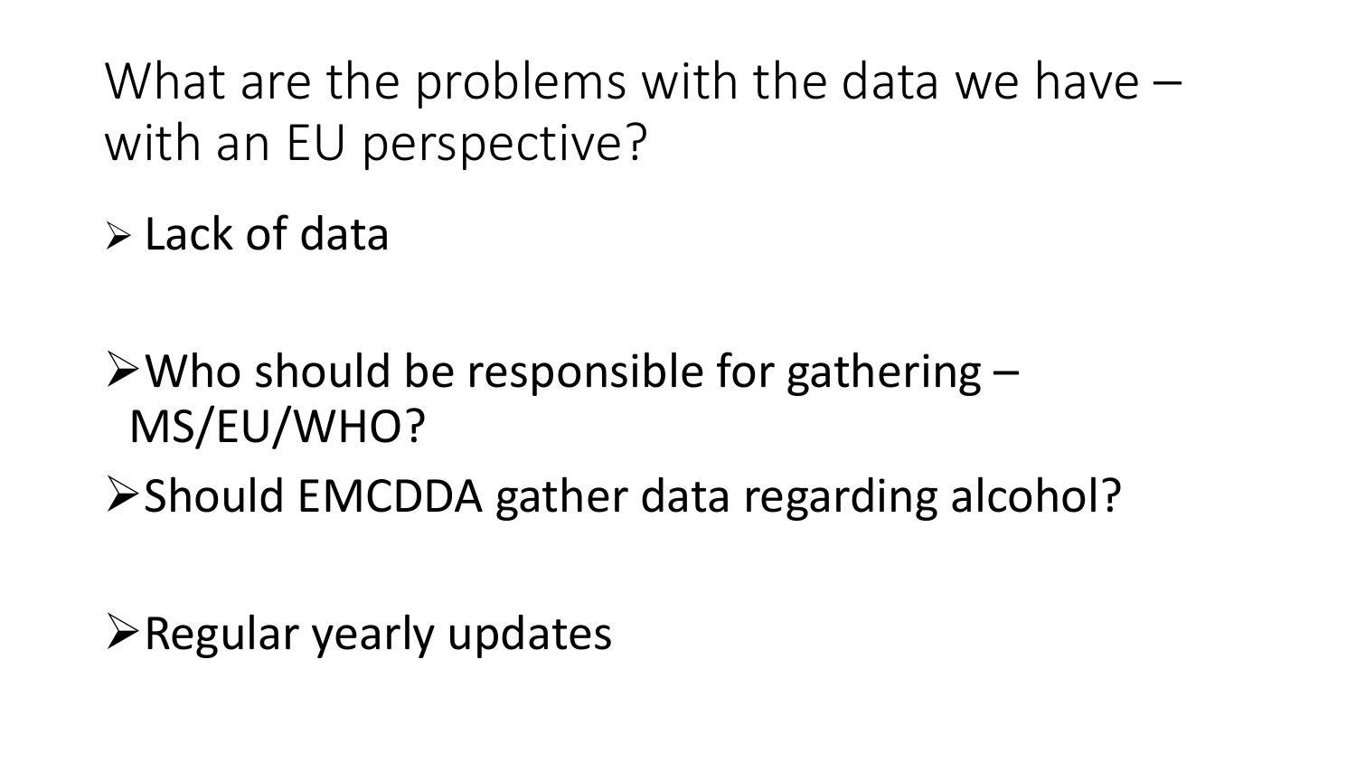# What are the problems with the data we have – with an EU perspective?

- Lack of data
- Who should be responsible for gathering – MS/EU/WHO?
- Should EMCDDA gather data regarding alcohol?
- Regular yearly updates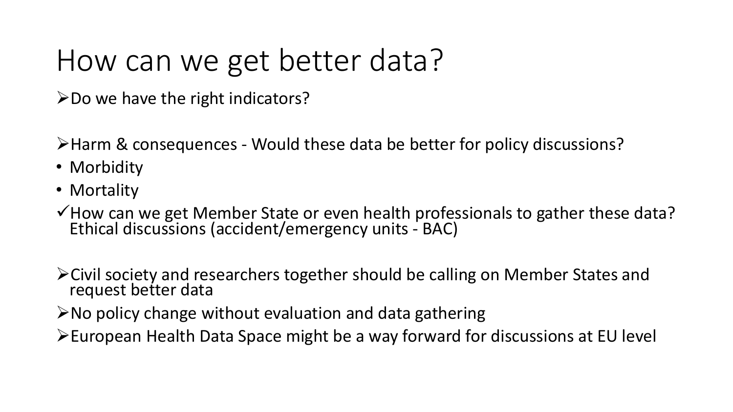# How can we get better data?

- Do we have the right indicators?

- Harm & consequences - Would these data be better for policy discussions?
  - Morbidity
  - Mortality
- ✓ How can we get Member State or even health professionals to gather these data? Ethical discussions (accident/emergency units - BAC)

- Civil society and researchers together should be calling on Member States and request better data
- No policy change without evaluation and data gathering
- European Health Data Space might be a way forward for discussions at EU level